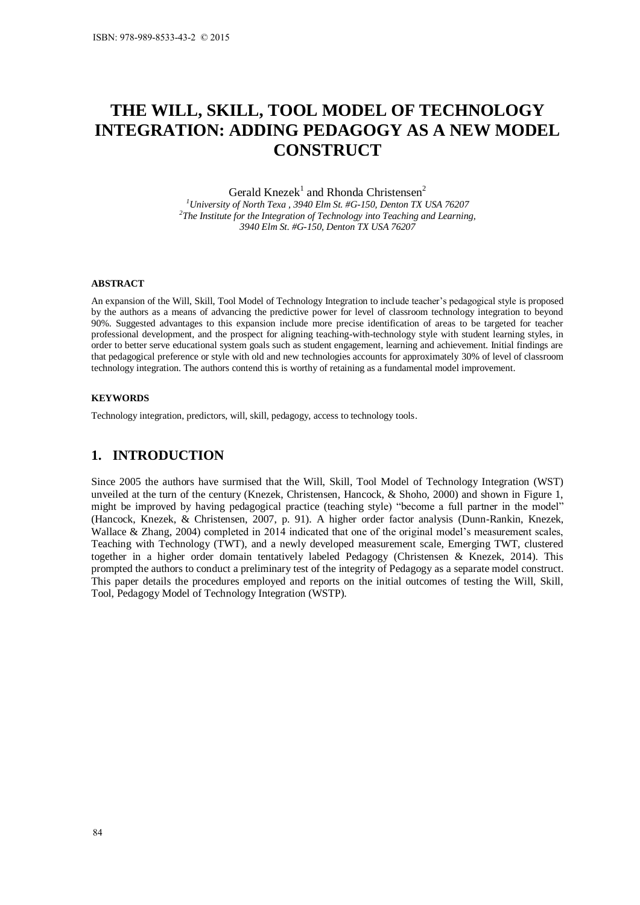ISBN: 978-989-8533-43-2 © 2015

# THE WILL, SKILL, TOOL MODEL OF TECHNOLOGY INTEGRATION: ADDING PEDAGOGY AS A NEW MODEL CONSTRUCT

Gerald Knezek[1] and Rhonda Christensen[2]

[1]*University of North Texa , 3940 Elm St. #G-150, Denton TX USA 76207*
[2]*The Institute for the Integration of Technology into Teaching and Learning, 3940 Elm St. #G-150, Denton TX USA 76207*

### ABSTRACT

An expansion of the Will, Skill, Tool Model of Technology Integration to include teacher's pedagogical style is proposed by the authors as a means of advancing the predictive power for level of classroom technology integration to beyond 90%. Suggested advantages to this expansion include more precise identification of areas to be targeted for teacher professional development, and the prospect for aligning teaching-with-technology style with student learning styles, in order to better serve educational system goals such as student engagement, learning and achievement. Initial findings are that pedagogical preference or style with old and new technologies accounts for approximately 30% of level of classroom technology integration. The authors contend this is worthy of retaining as a fundamental model improvement.

### KEYWORDS

Technology integration, predictors, will, skill, pedagogy, access to technology tools.

## 1. INTRODUCTION

Since 2005 the authors have surmised that the Will, Skill, Tool Model of Technology Integration (WST) unveiled at the turn of the century (Knezek, Christensen, Hancock, & Shoho, 2000) and shown in Figure 1, might be improved by having pedagogical practice (teaching style) "become a full partner in the model" (Hancock, Knezek, & Christensen, 2007, p. 91). A higher order factor analysis (Dunn-Rankin, Knezek, Wallace & Zhang, 2004) completed in 2014 indicated that one of the original model's measurement scales, Teaching with Technology (TWT), and a newly developed measurement scale, Emerging TWT, clustered together in a higher order domain tentatively labeled Pedagogy (Christensen & Knezek, 2014). This prompted the authors to conduct a preliminary test of the integrity of Pedagogy as a separate model construct. This paper details the procedures employed and reports on the initial outcomes of testing the Will, Skill, Tool, Pedagogy Model of Technology Integration (WSTP).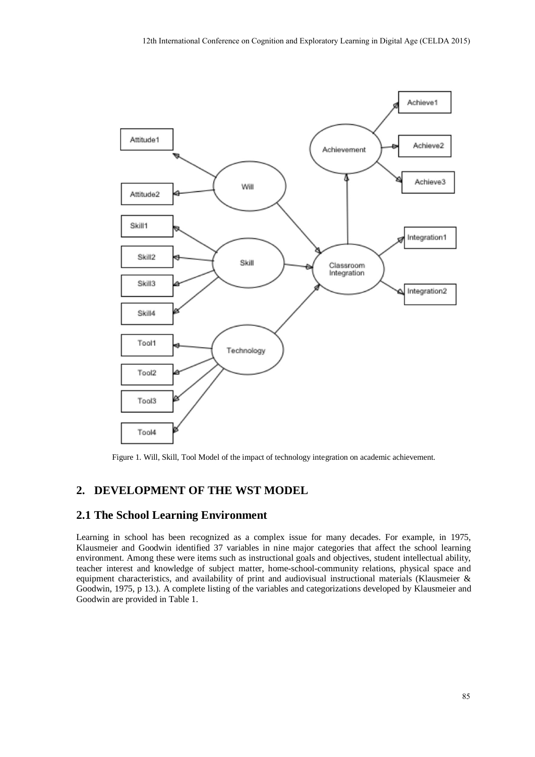Attitude1

Attitude2

Will

Skill1

Skill2

Skill3

Skill4

Skill

Tool1

Tool2

Tool3

Tool4

Technology

Achievement

Achieve1

Achieve2

Achieve3

Classroom Integration

Integration1

Integration2

Figure 1. Will, Skill, Tool Model of the impact of technology integration on academic achievement.

## 2. DEVELOPMENT OF THE WST MODEL

### 2.1 The School Learning Environment

Learning in school has been recognized as a complex issue for many decades. For example, in 1975, Klausmeier and Goodwin identified 37 variables in nine major categories that affect the school learning environment. Among these were items such as instructional goals and objectives, student intellectual ability, teacher interest and knowledge of subject matter, home-school-community relations, physical space and equipment characteristics, and availability of print and audiovisual instructional materials (Klausmeier & Goodwin, 1975, p 13.). A complete listing of the variables and categorizations developed by Klausmeier and Goodwin are provided in Table 1.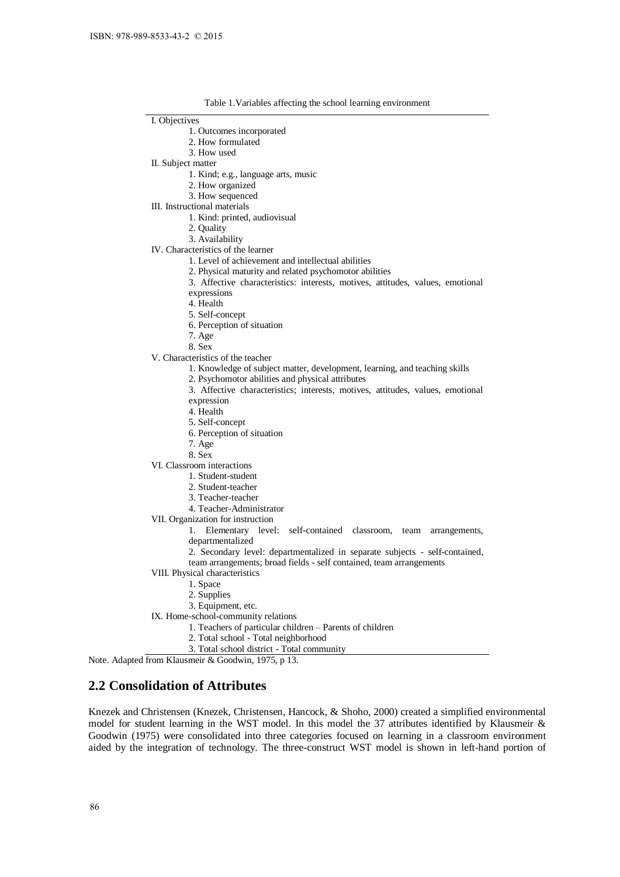Table 1.Variables affecting the school learning environment

I. Objectives
- 1. Outcomes incorporated
- 2. How formulated
- 3. How used

II. Subject matter
- 1. Kind; e.g., language arts, music
- 2. How organized
- 3. How sequenced

III. Instructional materials
- 1. Kind: printed, audiovisual
- 2. Quality
- 3. Availability

IV. Characteristics of the learner
- 1. Level of achievement and intellectual abilities
- 2. Physical maturity and related psychomotor abilities
- 3. Affective characteristics: interests, motives, attitudes, values, emotional expressions
- 4. Health
- 5. Self-concept
- 6. Perception of situation
- 7. Age
- 8. Sex

V. Characteristics of the teacher
- 1. Knowledge of subject matter, development, learning, and teaching skills
- 2. Psychomotor abilities and physical attributes
- 3. Affective characteristics; interests, motives, attitudes, values, emotional expression
- 4. Health
- 5. Self-concept
- 6. Perception of situation
- 7. Age
- 8. Sex

VI. Classroom interactions
- 1. Student-student
- 2. Student-teacher
- 3. Teacher-teacher
- 4. Teacher-Administrator

VII. Organization for instruction
- 1. Elementary level: self-contained classroom, team arrangements, departmentalized
- 2. Secondary level: departmentalized in separate subjects - self-contained, team arrangements; broad fields - self contained, team arrangements

VIII. Physical characteristics
- 1. Space
- 2. Supplies
- 3. Equipment, etc.

IX. Home-school-community relations
- 1. Teachers of particular children – Parents of children
- 2. Total school - Total neighborhood
- 3. Total school district - Total community

Note. Adapted from Klausmeir & Goodwin, 1975, p 13.

## 2.2 Consolidation of Attributes

Knezek and Christensen (Knezek, Christensen, Hancock, & Shoho, 2000) created a simplified environmental model for student learning in the WST model. In this model the 37 attributes identified by Klausmeir & Goodwin (1975) were consolidated into three categories focused on learning in a classroom environment aided by the integration of technology. The three-construct WST model is shown in left-hand portion of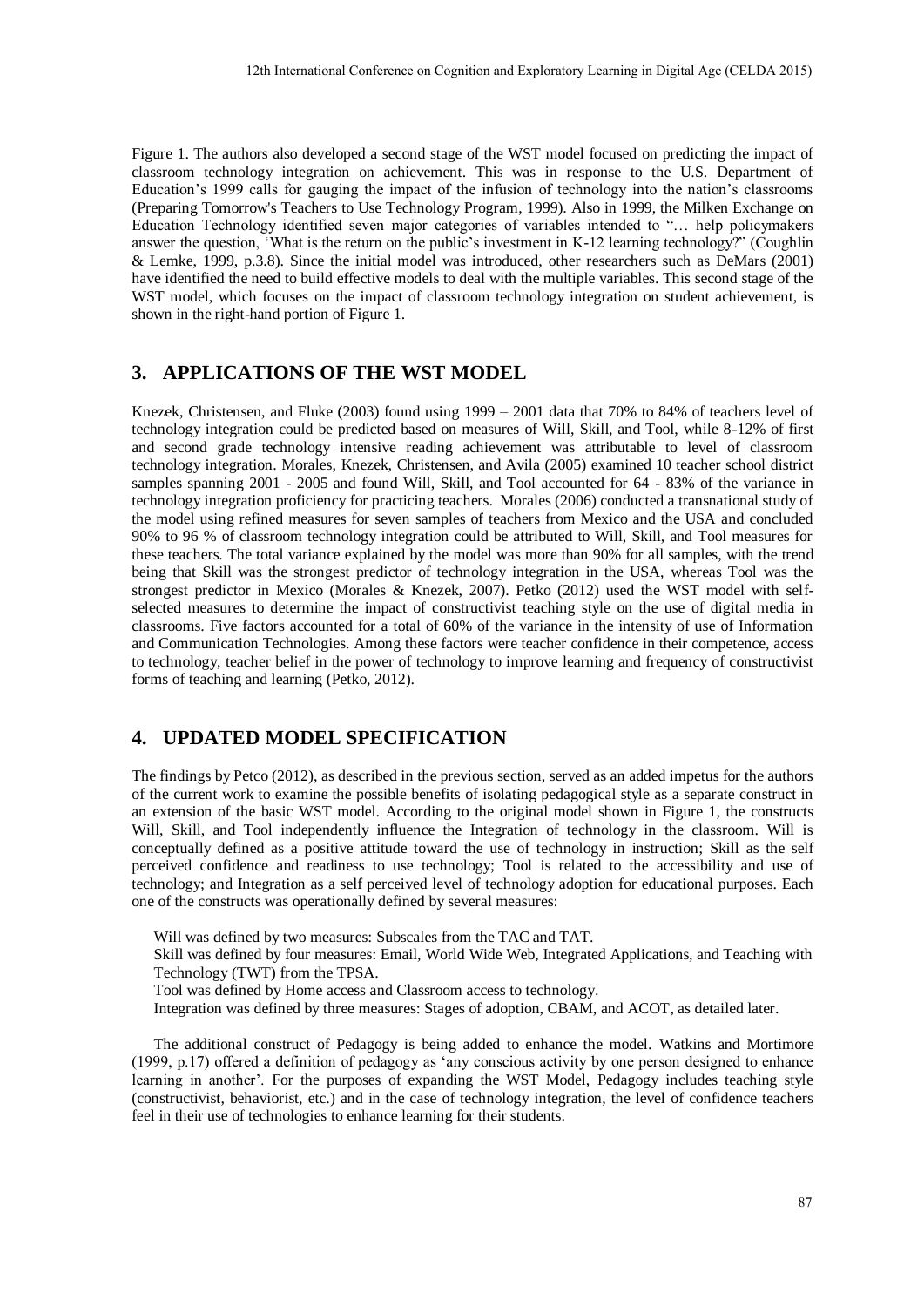Figure 1. The authors also developed a second stage of the WST model focused on predicting the impact of classroom technology integration on achievement. This was in response to the U.S. Department of Education's 1999 calls for gauging the impact of the infusion of technology into the nation's classrooms (Preparing Tomorrow's Teachers to Use Technology Program, 1999). Also in 1999, the Milken Exchange on Education Technology identified seven major categories of variables intended to "… help policymakers answer the question, 'What is the return on the public's investment in K-12 learning technology?" (Coughlin & Lemke, 1999, p.3.8). Since the initial model was introduced, other researchers such as DeMars (2001) have identified the need to build effective models to deal with the multiple variables. This second stage of the WST model, which focuses on the impact of classroom technology integration on student achievement, is shown in the right-hand portion of Figure 1.

## 3. APPLICATIONS OF THE WST MODEL

Knezek, Christensen, and Fluke (2003) found using 1999 – 2001 data that 70% to 84% of teachers level of technology integration could be predicted based on measures of Will, Skill, and Tool, while 8-12% of first and second grade technology intensive reading achievement was attributable to level of classroom technology integration. Morales, Knezek, Christensen, and Avila (2005) examined 10 teacher school district samples spanning 2001 - 2005 and found Will, Skill, and Tool accounted for 64 - 83% of the variance in technology integration proficiency for practicing teachers. Morales (2006) conducted a transnational study of the model using refined measures for seven samples of teachers from Mexico and the USA and concluded 90% to 96 % of classroom technology integration could be attributed to Will, Skill, and Tool measures for these teachers. The total variance explained by the model was more than 90% for all samples, with the trend being that Skill was the strongest predictor of technology integration in the USA, whereas Tool was the strongest predictor in Mexico (Morales & Knezek, 2007). Petko (2012) used the WST model with self-selected measures to determine the impact of constructivist teaching style on the use of digital media in classrooms. Five factors accounted for a total of 60% of the variance in the intensity of use of Information and Communication Technologies. Among these factors were teacher confidence in their competence, access to technology, teacher belief in the power of technology to improve learning and frequency of constructivist forms of teaching and learning (Petko, 2012).

## 4. UPDATED MODEL SPECIFICATION

The findings by Petco (2012), as described in the previous section, served as an added impetus for the authors of the current work to examine the possible benefits of isolating pedagogical style as a separate construct in an extension of the basic WST model. According to the original model shown in Figure 1, the constructs Will, Skill, and Tool independently influence the Integration of technology in the classroom. Will is conceptually defined as a positive attitude toward the use of technology in instruction; Skill as the self perceived confidence and readiness to use technology; Tool is related to the accessibility and use of technology; and Integration as a self perceived level of technology adoption for educational purposes. Each one of the constructs was operationally defined by several measures:

Will was defined by two measures: Subscales from the TAC and TAT.

Skill was defined by four measures: Email, World Wide Web, Integrated Applications, and Teaching with Technology (TWT) from the TPSA.

Tool was defined by Home access and Classroom access to technology.

Integration was defined by three measures: Stages of adoption, CBAM, and ACOT, as detailed later.

The additional construct of Pedagogy is being added to enhance the model. Watkins and Mortimore (1999, p.17) offered a definition of pedagogy as 'any conscious activity by one person designed to enhance learning in another'. For the purposes of expanding the WST Model, Pedagogy includes teaching style (constructivist, behaviorist, etc.) and in the case of technology integration, the level of confidence teachers feel in their use of technologies to enhance learning for their students.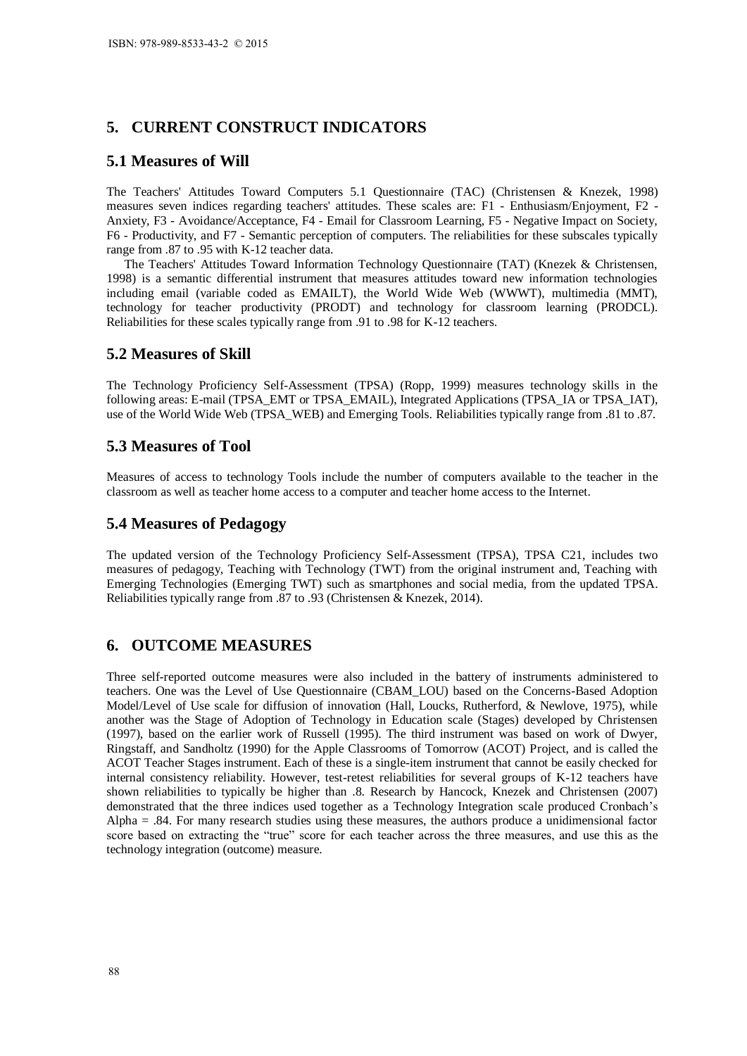## 5. CURRENT CONSTRUCT INDICATORS

### 5.1 Measures of Will

The Teachers' Attitudes Toward Computers 5.1 Questionnaire (TAC) (Christensen & Knezek, 1998) measures seven indices regarding teachers' attitudes. These scales are: F1 - Enthusiasm/Enjoyment, F2 - Anxiety, F3 - Avoidance/Acceptance, F4 - Email for Classroom Learning, F5 - Negative Impact on Society, F6 - Productivity, and F7 - Semantic perception of computers. The reliabilities for these subscales typically range from .87 to .95 with K-12 teacher data.

The Teachers' Attitudes Toward Information Technology Questionnaire (TAT) (Knezek & Christensen, 1998) is a semantic differential instrument that measures attitudes toward new information technologies including email (variable coded as EMAILT), the World Wide Web (WWWT), multimedia (MMT), technology for teacher productivity (PRODT) and technology for classroom learning (PRODCL). Reliabilities for these scales typically range from .91 to .98 for K-12 teachers.

### 5.2 Measures of Skill

The Technology Proficiency Self-Assessment (TPSA) (Ropp, 1999) measures technology skills in the following areas: E-mail (TPSA_EMT or TPSA_EMAIL), Integrated Applications (TPSA_IA or TPSA_IAT), use of the World Wide Web (TPSA_WEB) and Emerging Tools. Reliabilities typically range from .81 to .87.

### 5.3 Measures of Tool

Measures of access to technology Tools include the number of computers available to the teacher in the classroom as well as teacher home access to a computer and teacher home access to the Internet.

### 5.4 Measures of Pedagogy

The updated version of the Technology Proficiency Self-Assessment (TPSA), TPSA C21, includes two measures of pedagogy, Teaching with Technology (TWT) from the original instrument and, Teaching with Emerging Technologies (Emerging TWT) such as smartphones and social media, from the updated TPSA. Reliabilities typically range from .87 to .93 (Christensen & Knezek, 2014).

## 6. OUTCOME MEASURES

Three self-reported outcome measures were also included in the battery of instruments administered to teachers. One was the Level of Use Questionnaire (CBAM_LOU) based on the Concerns-Based Adoption Model/Level of Use scale for diffusion of innovation (Hall, Loucks, Rutherford, & Newlove, 1975), while another was the Stage of Adoption of Technology in Education scale (Stages) developed by Christensen (1997), based on the earlier work of Russell (1995). The third instrument was based on work of Dwyer, Ringstaff, and Sandholtz (1990) for the Apple Classrooms of Tomorrow (ACOT) Project, and is called the ACOT Teacher Stages instrument. Each of these is a single-item instrument that cannot be easily checked for internal consistency reliability. However, test-retest reliabilities for several groups of K-12 teachers have shown reliabilities to typically be higher than .8. Research by Hancock, Knezek and Christensen (2007) demonstrated that the three indices used together as a Technology Integration scale produced Cronbach's Alpha = .84. For many research studies using these measures, the authors produce a unidimensional factor score based on extracting the "true" score for each teacher across the three measures, and use this as the technology integration (outcome) measure.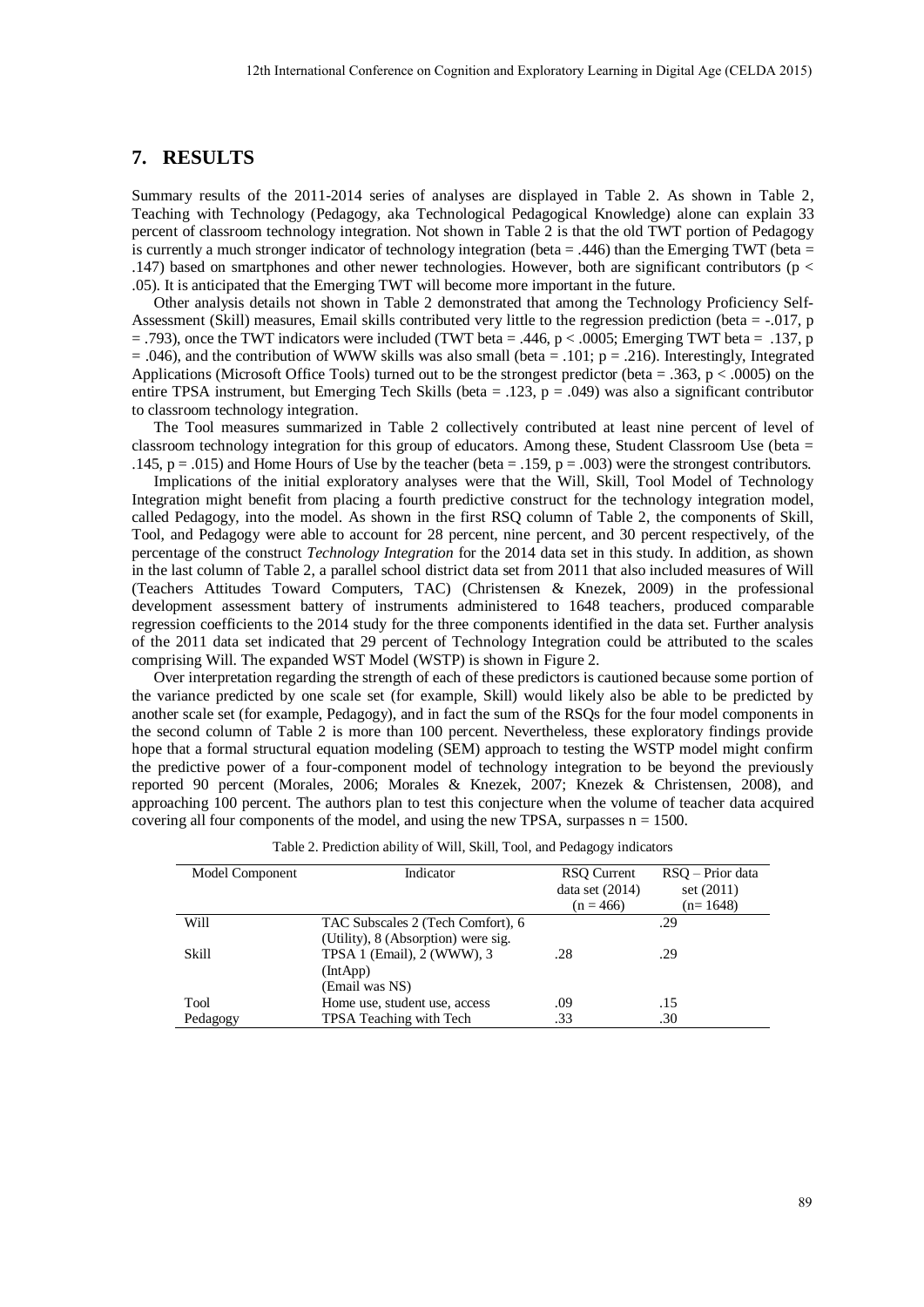## 7. RESULTS

Summary results of the 2011-2014 series of analyses are displayed in Table 2. As shown in Table 2, Teaching with Technology (Pedagogy, aka Technological Pedagogical Knowledge) alone can explain 33 percent of classroom technology integration. Not shown in Table 2 is that the old TWT portion of Pedagogy is currently a much stronger indicator of technology integration (beta = .446) than the Emerging TWT (beta = .147) based on smartphones and other newer technologies. However, both are significant contributors ($p < .05$). It is anticipated that the Emerging TWT will become more important in the future.

Other analysis details not shown in Table 2 demonstrated that among the Technology Proficiency Self-Assessment (Skill) measures, Email skills contributed very little to the regression prediction (beta = -.017, $p = .793$), once the TWT indicators were included (TWT beta = .446, $p < .0005$; Emerging TWT beta = .137, $p = .046$), and the contribution of WWW skills was also small (beta = .101; $p = .216$). Interestingly, Integrated Applications (Microsoft Office Tools) turned out to be the strongest predictor (beta = .363, $p < .0005$) on the entire TPSA instrument, but Emerging Tech Skills (beta = .123, $p = .049$) was also a significant contributor to classroom technology integration.

The Tool measures summarized in Table 2 collectively contributed at least nine percent of level of classroom technology integration for this group of educators. Among these, Student Classroom Use (beta = .145, $p = .015$) and Home Hours of Use by the teacher (beta = .159, $p = .003$) were the strongest contributions.

Implications of the initial exploratory analyses were that the Will, Skill, Tool Model of Technology Integration might benefit from placing a fourth predictive construct for the technology integration model, called Pedagogy, into the model. As shown in the first RSQ column of Table 2, the components of Skill, Tool, and Pedagogy were able to account for 28 percent, nine percent, and 30 percent respectively, of the percentage of the construct *Technology Integration* for the 2014 data set in this study. In addition, as shown in the last column of Table 2, a parallel school district data set from 2011 that also included measures of Will (Teachers Attitudes Toward Computers, TAC) (Christensen & Knezek, 2009) in the professional development assessment battery of instruments administered to 1648 teachers, produced comparable regression coefficients to the 2014 study for the three components identified in the data set. Further analysis of the 2011 data set indicated that 29 percent of Technology Integration could be attributed to the scales comprising Will. The expanded WST Model (WSTP) is shown in Figure 2.

Over interpretation regarding the strength of each of these predictors is cautioned because some portion of the variance predicted by one scale set (for example, Skill) would likely also be able to be predicted by another scale set (for example, Pedagogy), and in fact the sum of the RSQs for the four model components in the second column of Table 2 is more than 100 percent. Nevertheless, these exploratory findings provide hope that a formal structural equation modeling (SEM) approach to testing the WSTP model might confirm the predictive power of a four-component model of technology integration to be beyond the previously reported 90 percent (Morales, 2006; Morales & Knezek, 2007; Knezek & Christensen, 2008), and approaching 100 percent. The authors plan to test this conjecture when the volume of teacher data acquired covering all four components of the model, and using the new TPSA, surpasses $n = 1500$.

Table 2. Prediction ability of Will, Skill, Tool, and Pedagogy indicators

| Model Component | Indicator | RSQ Current data set (2014) (n = 466) | RSQ – Prior data set (2011) (n= 1648) |
|---|---|---|---|
| Will | TAC Subscales 2 (Tech Comfort), 6 (Utility), 8 (Absorption) were sig. | | .29 |
| Skill | TPSA 1 (Email), 2 (WWW), 3 (IntApp) (Email was NS) | .28 | .29 |
| Tool | Home use, student use, access | .09 | .15 |
| Pedagogy | TPSA Teaching with Tech | .33 | .30 |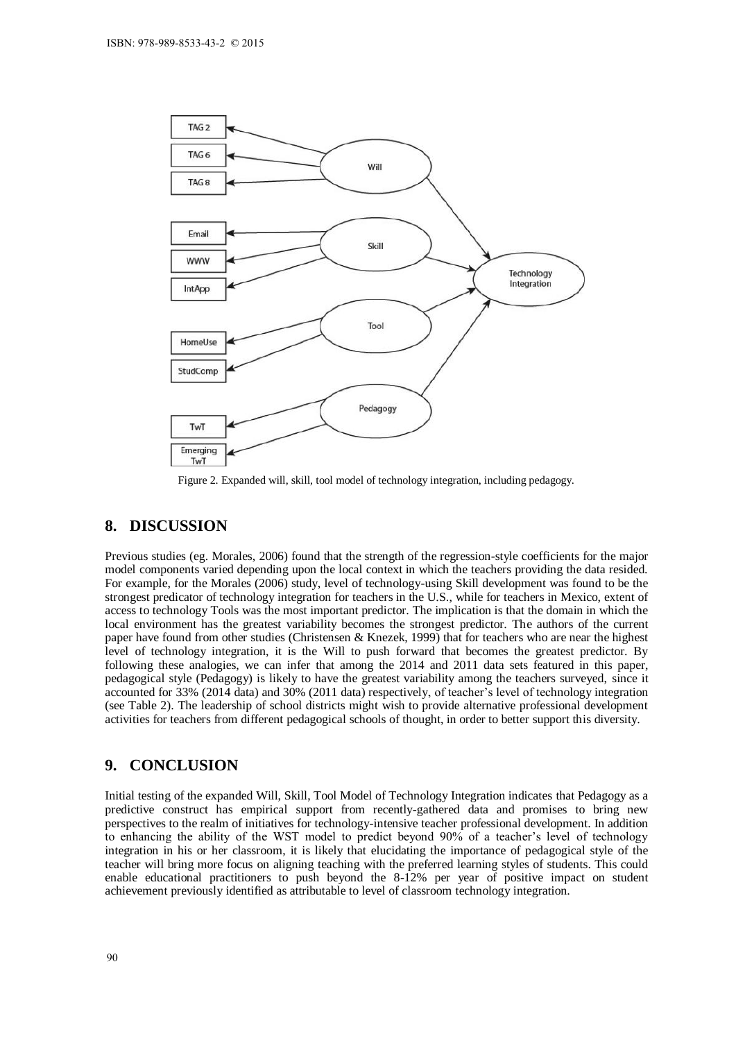Figure 2. Expanded will, skill, tool model of technology integration, including pedagogy.

## 8. DISCUSSION

Previous studies (eg. Morales, 2006) found that the strength of the regression-style coefficients for the major model components varied depending upon the local context in which the teachers providing the data resided. For example, for the Morales (2006) study, level of technology-using Skill development was found to be the strongest predicator of technology integration for teachers in the U.S., while for teachers in Mexico, extent of access to technology Tools was the most important predictor. The implication is that the domain in which the local environment has the greatest variability becomes the strongest predictor. The authors of the current paper have found from other studies (Christensen & Knezek, 1999) that for teachers who are near the highest level of technology integration, it is the Will to push forward that becomes the greatest predictor. By following these analogies, we can infer that among the 2014 and 2011 data sets featured in this paper, pedagogical style (Pedagogy) is likely to have the greatest variability among the teachers surveyed, since it accounted for 33% (2014 data) and 30% (2011 data) respectively, of teacher's level of technology integration (see Table 2). The leadership of school districts might wish to provide alternative professional development activities for teachers from different pedagogical schools of thought, in order to better support this diversity.

## 9. CONCLUSION

Initial testing of the expanded Will, Skill, Tool Model of Technology Integration indicates that Pedagogy as a predictive construct has empirical support from recently-gathered data and promises to bring new perspectives to the realm of initiatives for technology-intensive teacher professional development. In addition to enhancing the ability of the WST model to predict beyond 90% of a teacher's level of technology integration in his or her classroom, it is likely that elucidating the importance of pedagogical style of the teacher will bring more focus on aligning teaching with the preferred learning styles of students. This could enable educational practitioners to push beyond the 8-12% per year of positive impact on student achievement previously identified as attributable to level of classroom technology integration.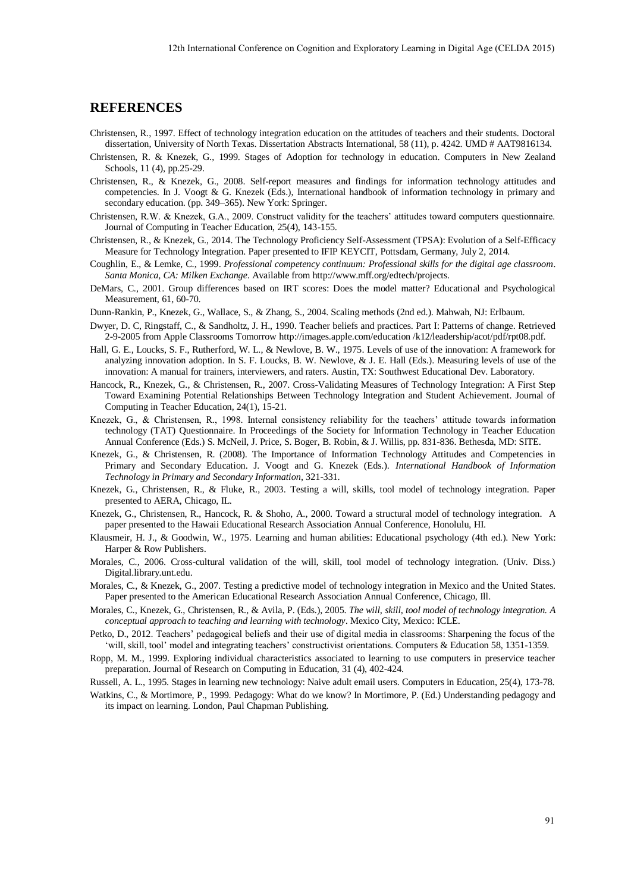## REFERENCES

Christensen, R., 1997. Effect of technology integration education on the attitudes of teachers and their students. Doctoral dissertation, University of North Texas. Dissertation Abstracts International, 58 (11), p. 4242. UMD # AAT9816134.

Christensen, R. & Knezek, G., 1999. Stages of Adoption for technology in education. Computers in New Zealand Schools, 11 (4), pp.25-29.

Christensen, R., & Knezek, G., 2008. Self-report measures and findings for information technology attitudes and competencies. In J. Voogt & G. Knezek (Eds.), International handbook of information technology in primary and secondary education. (pp. 349–365). New York: Springer.

Christensen, R.W. & Knezek, G.A., 2009. Construct validity for the teachers' attitudes toward computers questionnaire. Journal of Computing in Teacher Education, 25(4), 143-155.

Christensen, R., & Knezek, G., 2014. The Technology Proficiency Self-Assessment (TPSA): Evolution of a Self-Efficacy Measure for Technology Integration. Paper presented to IFIP KEYCIT, Pottsdam, Germany, July 2, 2014.

Coughlin, E., & Lemke, C., 1999. *Professional competency continuum: Professional skills for the digital age classroom. Santa Monica, CA: Milken Exchange*. Available from http://www.mff.org/edtech/projects.

DeMars, C., 2001. Group differences based on IRT scores: Does the model matter? Educational and Psychological Measurement, 61, 60-70.

Dunn-Rankin, P., Knezek, G., Wallace, S., & Zhang, S., 2004. Scaling methods (2nd ed.). Mahwah, NJ: Erlbaum.

Dwyer, D. C, Ringstaff, C., & Sandholtz, J. H., 1990. Teacher beliefs and practices. Part I: Patterns of change. Retrieved 2-9-2005 from Apple Classrooms Tomorrow http://images.apple.com/education /k12/leadership/acot/pdf/rpt08.pdf.

Hall, G. E., Loucks, S. F., Rutherford, W. L., & Newlove, B. W., 1975. Levels of use of the innovation: A framework for analyzing innovation adoption. In S. F. Loucks, B. W. Newlove, & J. E. Hall (Eds.). Measuring levels of use of the innovation: A manual for trainers, interviewers, and raters. Austin, TX: Southwest Educational Dev. Laboratory.

Hancock, R., Knezek, G., & Christensen, R., 2007. Cross-Validating Measures of Technology Integration: A First Step Toward Examining Potential Relationships Between Technology Integration and Student Achievement. Journal of Computing in Teacher Education, 24(1), 15-21.

Knezek, G., & Christensen, R., 1998. Internal consistency reliability for the teachers' attitude towards information technology (TAT) Questionnaire. In Proceedings of the Society for Information Technology in Teacher Education Annual Conference (Eds.) S. McNeil, J. Price, S. Boger, B. Robin, & J. Willis, pp. 831-836. Bethesda, MD: SITE.

Knezek, G., & Christensen, R. (2008). The Importance of Information Technology Attitudes and Competencies in Primary and Secondary Education. J. Voogt and G. Knezek (Eds.). *International Handbook of Information Technology in Primary and Secondary Information*, 321-331.

Knezek, G., Christensen, R., & Fluke, R., 2003. Testing a will, skills, tool model of technology integration. Paper presented to AERA, Chicago, IL.

Knezek, G., Christensen, R., Hancock, R. & Shoho, A., 2000. Toward a structural model of technology integration. A paper presented to the Hawaii Educational Research Association Annual Conference, Honolulu, HI.

Klausmeir, H. J., & Goodwin, W., 1975. Learning and human abilities: Educational psychology (4th ed.). New York: Harper & Row Publishers.

Morales, C., 2006. Cross-cultural validation of the will, skill, tool model of technology integration. (Univ. Diss.) Digital.library.unt.edu.

Morales, C., & Knezek, G., 2007. Testing a predictive model of technology integration in Mexico and the United States. Paper presented to the American Educational Research Association Annual Conference, Chicago, Ill.

Morales, C., Knezek, G., Christensen, R., & Avila, P. (Eds.), 2005. *The will, skill, tool model of technology integration. A conceptual approach to teaching and learning with technology*. Mexico City, Mexico: ICLE.

Petko, D., 2012. Teachers' pedagogical beliefs and their use of digital media in classrooms: Sharpening the focus of the 'will, skill, tool' model and integrating teachers' constructivist orientations. Computers & Education 58, 1351-1359.

Ropp, M. M., 1999. Exploring individual characteristics associated to learning to use computers in preservice teacher preparation. Journal of Research on Computing in Education, 31 (4), 402-424.

Russell, A. L., 1995. Stages in learning new technology: Naive adult email users. Computers in Education, 25(4), 173-78.

Watkins, C., & Mortimore, P., 1999. Pedagogy: What do we know? In Mortimore, P. (Ed.) Understanding pedagogy and its impact on learning. London, Paul Chapman Publishing.